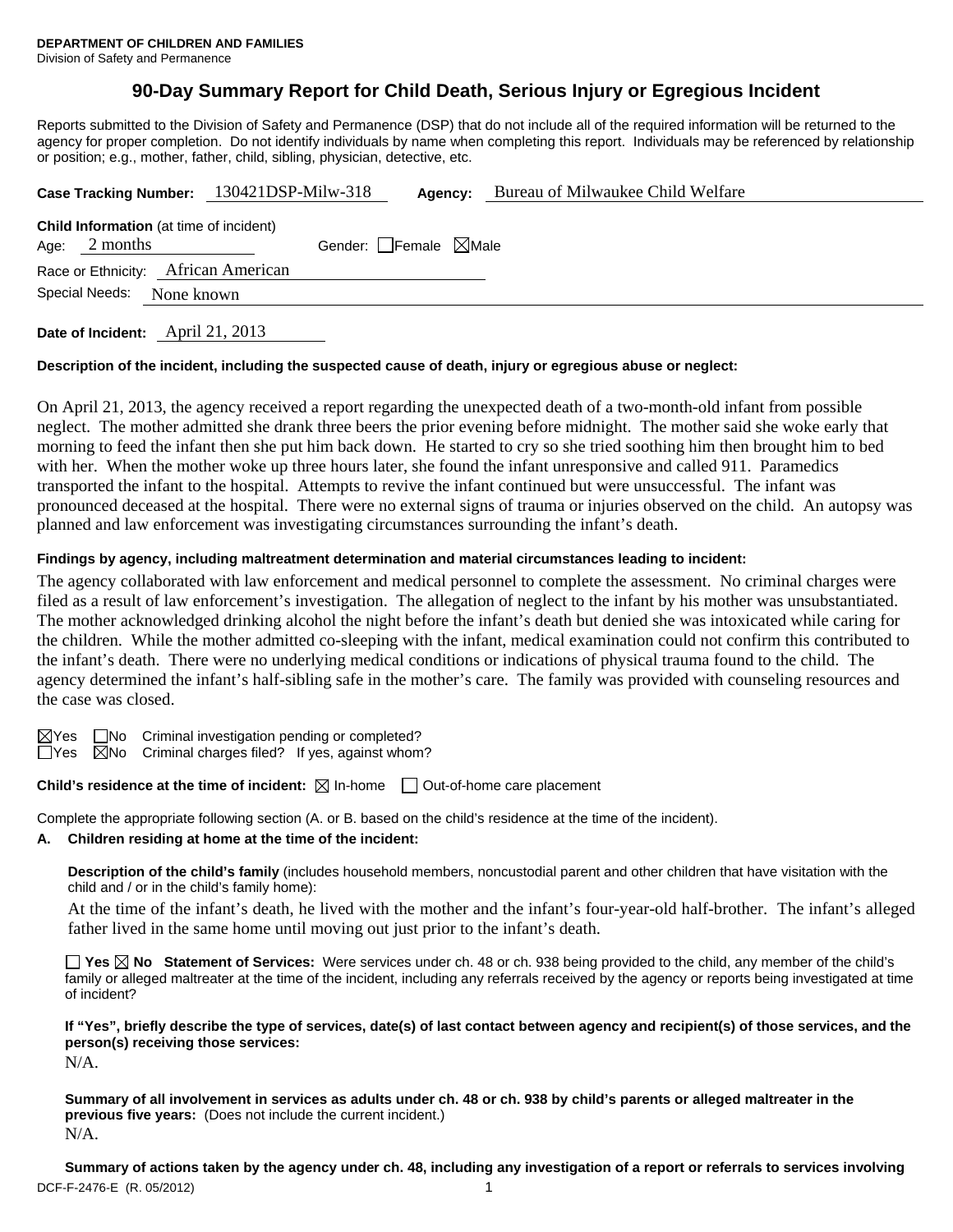**DEPARTMENT OF CHILDREN AND FAMILIES**
Division of Safety and Permanence

# 90-Day Summary Report for Child Death, Serious Injury or Egregious Incident

Reports submitted to the Division of Safety and Permanence (DSP) that do not include all of the required information will be returned to the agency for proper completion. Do not identify individuals by name when completing this report. Individuals may be referenced by relationship or position; e.g., mother, father, child, sibling, physician, detective, etc.

**Case Tracking Number:** 130421DSP-Milw-318 **Agency:** Bureau of Milwaukee Child Welfare

**Child Information** (at time of incident)
Age: 2 months Gender: ☐Female ☒Male
Race or Ethnicity: African American
Special Needs: None known

**Date of Incident:** April 21, 2013

**Description of the incident, including the suspected cause of death, injury or egregious abuse or neglect:**

On April 21, 2013, the agency received a report regarding the unexpected death of a two-month-old infant from possible neglect. The mother admitted she drank three beers the prior evening before midnight. The mother said she woke early that morning to feed the infant then she put him back down. He started to cry so she tried soothing him then brought him to bed with her. When the mother woke up three hours later, she found the infant unresponsive and called 911. Paramedics transported the infant to the hospital. Attempts to revive the infant continued but were unsuccessful. The infant was pronounced deceased at the hospital. There were no external signs of trauma or injuries observed on the child. An autopsy was planned and law enforcement was investigating circumstances surrounding the infant's death.

**Findings by agency, including maltreatment determination and material circumstances leading to incident:**

The agency collaborated with law enforcement and medical personnel to complete the assessment. No criminal charges were filed as a result of law enforcement's investigation. The allegation of neglect to the infant by his mother was unsubstantiated. The mother acknowledged drinking alcohol the night before the infant's death but denied she was intoxicated while caring for the children. While the mother admitted co-sleeping with the infant, medical examination could not confirm this contributed to the infant's death. There were no underlying medical conditions or indications of physical trauma found to the child. The agency determined the infant's half-sibling safe in the mother's care. The family was provided with counseling resources and the case was closed.

☒Yes ☐No Criminal investigation pending or completed?
☐Yes ☒No Criminal charges filed? If yes, against whom?

**Child's residence at the time of incident:** ☒ In-home ☐ Out-of-home care placement

Complete the appropriate following section (A. or B. based on the child's residence at the time of the incident).

**A. Children residing at home at the time of the incident:**

**Description of the child's family** (includes household members, noncustodial parent and other children that have visitation with the child and / or in the child's family home):

At the time of the infant's death, he lived with the mother and the infant's four-year-old half-brother. The infant's alleged father lived in the same home until moving out just prior to the infant's death.

☐ **Yes** ☒ **No Statement of Services:** Were services under ch. 48 or ch. 938 being provided to the child, any member of the child's family or alleged maltreater at the time of the incident, including any referrals received by the agency or reports being investigated at time of incident?

**If "Yes", briefly describe the type of services, date(s) of last contact between agency and recipient(s) of those services, and the person(s) receiving those services:**
N/A.

**Summary of all involvement in services as adults under ch. 48 or ch. 938 by child's parents or alleged maltreater in the previous five years:** (Does not include the current incident.)
N/A.

**Summary of actions taken by the agency under ch. 48, including any investigation of a report or referrals to services involving**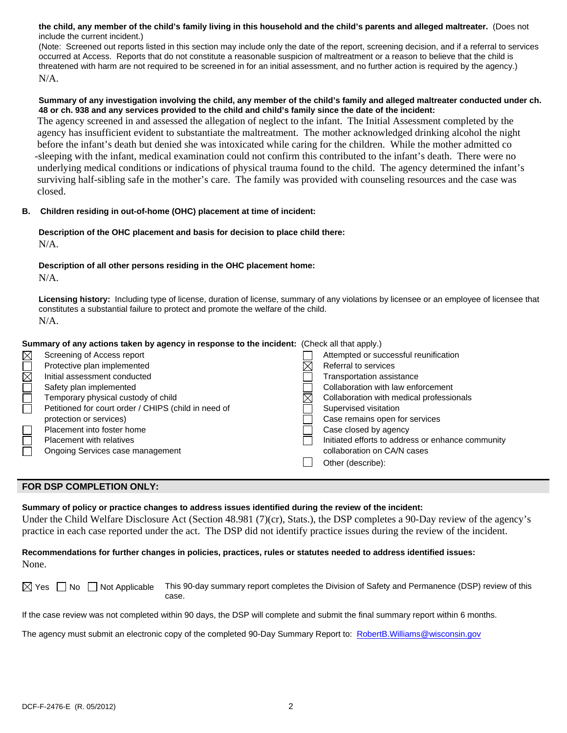**the child, any member of the child's family living in this household and the child's parents and alleged maltreater.** (Does not include the current incident.)

(Note: Screened out reports listed in this section may include only the date of the report, screening decision, and if a referral to services occurred at Access. Reports that do not constitute a reasonable suspicion of maltreatment or a reason to believe that the child is threatened with harm are not required to be screened in for an initial assessment, and no further action is required by the agency.)

N/A.

**Summary of any investigation involving the child, any member of the child's family and alleged maltreater conducted under ch. 48 or ch. 938 and any services provided to the child and child's family since the date of the incident:**

The agency screened in and assessed the allegation of neglect to the infant. The Initial Assessment completed by the agency has insufficient evident to substantiate the maltreatment. The mother acknowledged drinking alcohol the night before the infant's death but denied she was intoxicated while caring for the children. While the mother admitted co-sleeping with the infant, medical examination could not confirm this contributed to the infant's death. There were no underlying medical conditions or indications of physical trauma found to the child. The agency determined the infant's surviving half-sibling safe in the mother's care. The family was provided with counseling resources and the case was closed.

**B. Children residing in out-of-home (OHC) placement at time of incident:**

**Description of the OHC placement and basis for decision to place child there:**

N/A.

**Description of all other persons residing in the OHC placement home:**

N/A.

**Licensing history:** Including type of license, duration of license, summary of any violations by licensee or an employee of licensee that constitutes a substantial failure to protect and promote the welfare of the child.

N/A.

**Summary of any actions taken by agency in response to the incident:** (Check all that apply.)

- ☒ Screening of Access report
- ☐ Protective plan implemented
- ☒ Initial assessment conducted
- ☐ Safety plan implemented
- ☐ Temporary physical custody of child
- ☐ Petitioned for court order / CHIPS (child in need of protection or services)
- ☐ Placement into foster home
- ☐ Placement with relatives
- ☐ Ongoing Services case management
- ☐ Attempted or successful reunification
- ☒ Referral to services
- ☐ Transportation assistance
- ☐ Collaboration with law enforcement
- ☒ Collaboration with medical professionals
- ☐ Supervised visitation
- ☐ Case remains open for services
- ☐ Case closed by agency
- ☐ Initiated efforts to address or enhance community collaboration on CA/N cases
- ☐ Other (describe):

## FOR DSP COMPLETION ONLY:

**Summary of policy or practice changes to address issues identified during the review of the incident:**

Under the Child Welfare Disclosure Act (Section 48.981 (7)(cr), Stats.), the DSP completes a 90-Day review of the agency's practice in each case reported under the act. The DSP did not identify practice issues during the review of the incident.

**Recommendations for further changes in policies, practices, rules or statutes needed to address identified issues:**

None.

☒ Yes ☐ No ☐ Not Applicable This 90-day summary report completes the Division of Safety and Permanence (DSP) review of this case.

If the case review was not completed within 90 days, the DSP will complete and submit the final summary report within 6 months.

The agency must submit an electronic copy of the completed 90-Day Summary Report to: RobertB.Williams@wisconsin.gov

DCF-F-2476-E (R. 05/2012)